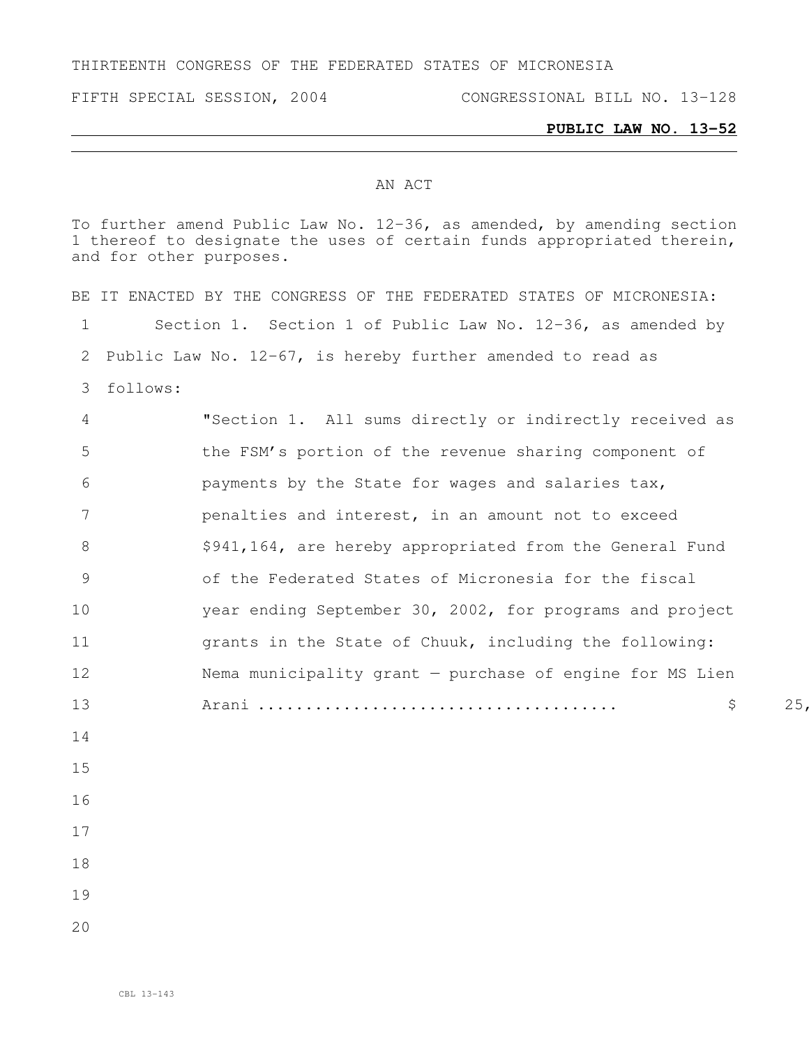THIRTEENTH CONGRESS OF THE FEDERATED STATES OF MICRONESIA

FIFTH SPECIAL SESSION, 2004 CONGRESSIONAL BILL NO. 13-128

**PUBLIC LAW NO. 13-52**

AN ACT

To further amend Public Law No. 12-36, as amended, by amending section 1 thereof to designate the uses of certain funds appropriated therein, and for other purposes.

BE IT ENACTED BY THE CONGRESS OF THE FEDERATED STATES OF MICRONESIA:

1 Section 1. Section 1 of Public Law No. 12-36, as amended by
2 Public Law No. 12-67, is hereby further amended to read as
3 follows:
4 "Section 1. All sums directly or indirectly received as
5 the FSM's portion of the revenue sharing component of
6 payments by the State for wages and salaries tax,
7 penalties and interest, in an amount not to exceed
8 $941,164, are hereby appropriated from the General Fund
9 of the Federated States of Micronesia for the fiscal
10 year ending September 30, 2002, for programs and project
11 grants in the State of Chuuk, including the following:
12 Nema municipality grant — purchase of engine for MS Lien
13 Arani ..................................... $ 25,
14
15
16
17
18
19
20

CBL 13-143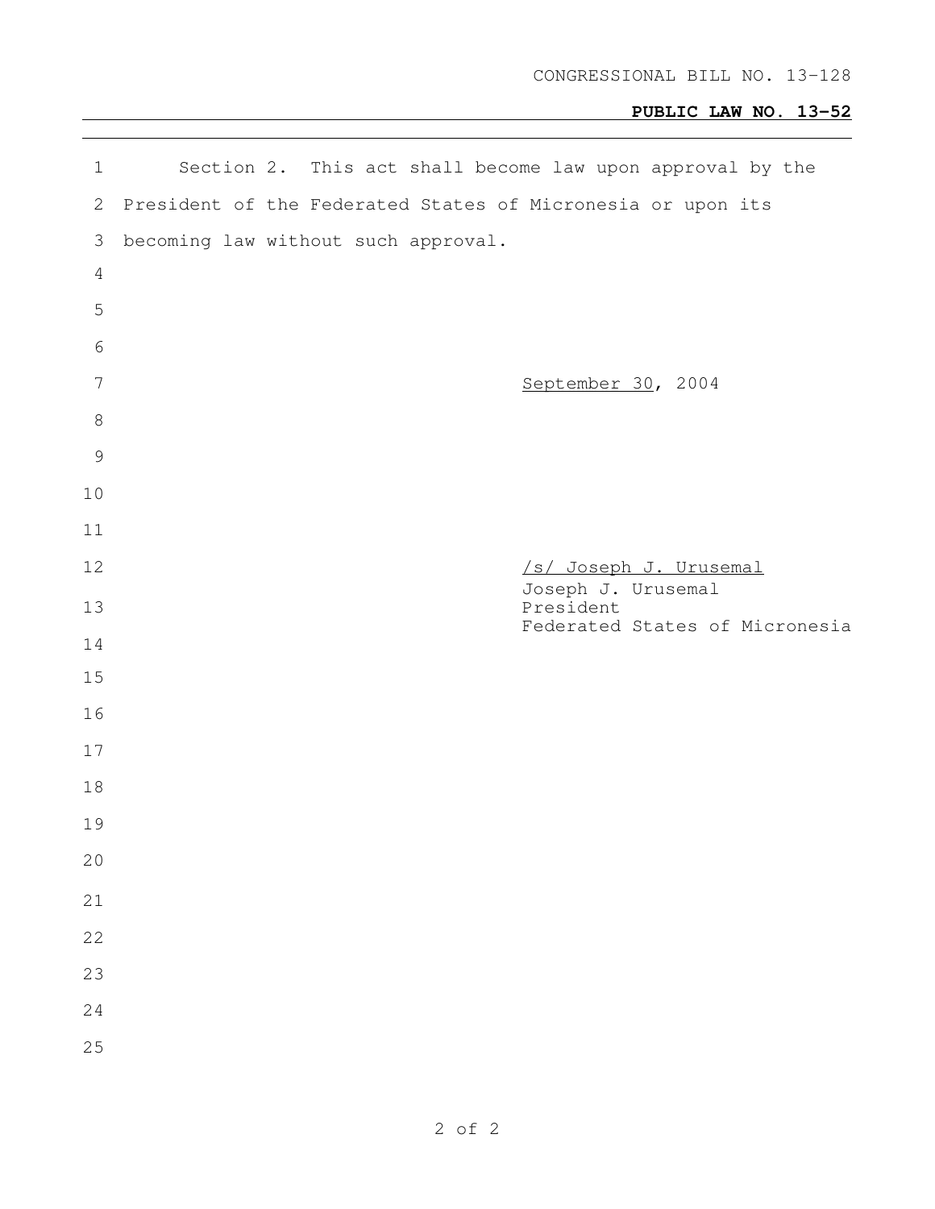CONGRESSIONAL BILL NO. 13-128

**PUBLIC LAW NO. 13-52**

Section 2. This act shall become law upon approval by the President of the Federated States of Micronesia or upon its becoming law without such approval.

September 30, 2004

/s/ Joseph J. Urusemal
Joseph J. Urusemal
President
Federated States of Micronesia